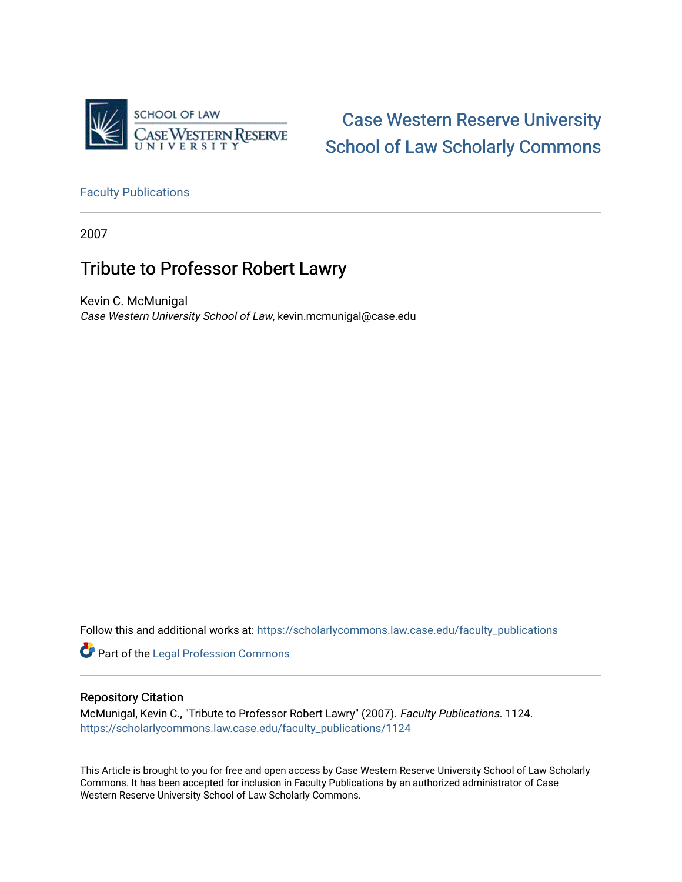SCHOOL OF LAW
CASE WESTERN RESERVE UNIVERSITY

Case Western Reserve University
School of Law Scholarly Commons

Faculty Publications

2007

# Tribute to Professor Robert Lawry

Kevin C. McMunigal
*Case Western University School of Law*, kevin.mcmunigal@case.edu

Follow this and additional works at: https://scholarlycommons.law.case.edu/faculty_publications

Part of the Legal Profession Commons

## Repository Citation

McMunigal, Kevin C., "Tribute to Professor Robert Lawry" (2007). *Faculty Publications*. 1124.
https://scholarlycommons.law.case.edu/faculty_publications/1124

This Article is brought to you for free and open access by Case Western Reserve University School of Law Scholarly Commons. It has been accepted for inclusion in Faculty Publications by an authorized administrator of Case Western Reserve University School of Law Scholarly Commons.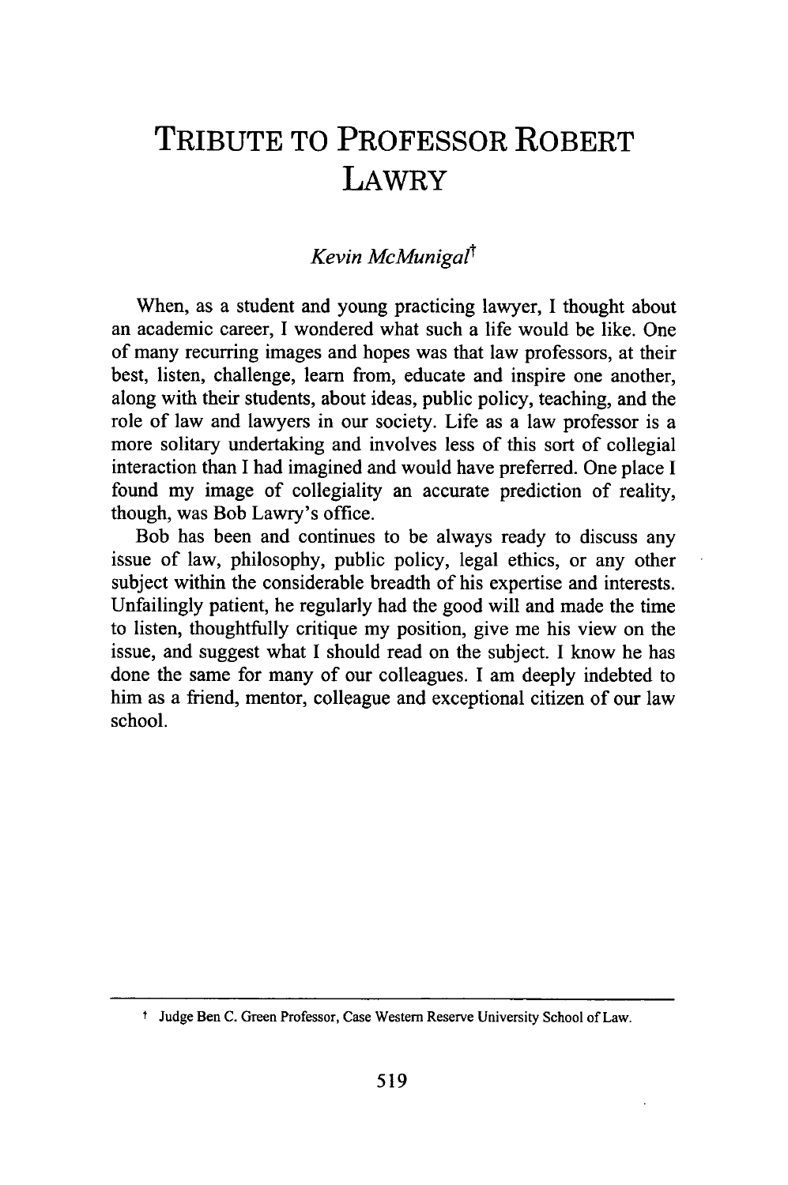# TRIBUTE TO PROFESSOR ROBERT LAWRY

*Kevin McMunigal*[†]

When, as a student and young practicing lawyer, I thought about an academic career, I wondered what such a life would be like. One of many recurring images and hopes was that law professors, at their best, listen, challenge, learn from, educate and inspire one another, along with their students, about ideas, public policy, teaching, and the role of law and lawyers in our society. Life as a law professor is a more solitary undertaking and involves less of this sort of collegial interaction than I had imagined and would have preferred. One place I found my image of collegiality an accurate prediction of reality, though, was Bob Lawry's office.

Bob has been and continues to be always ready to discuss any issue of law, philosophy, public policy, legal ethics, or any other subject within the considerable breadth of his expertise and interests. Unfailingly patient, he regularly had the good will and made the time to listen, thoughtfully critique my position, give me his view on the issue, and suggest what I should read on the subject. I know he has done the same for many of our colleagues. I am deeply indebted to him as a friend, mentor, colleague and exceptional citizen of our law school.

---

[†] Judge Ben C. Green Professor, Case Western Reserve University School of Law.